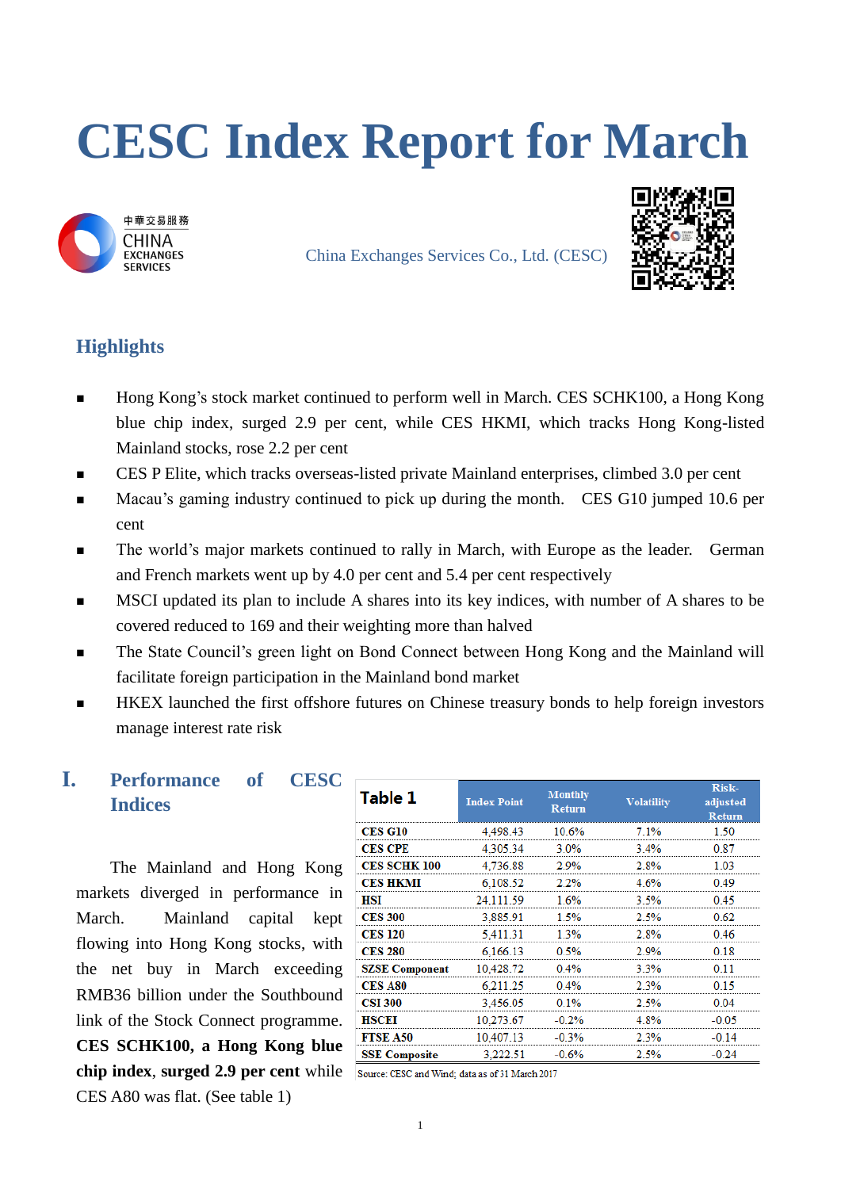# CESC Index Report for March

中華交易服務
CHINA EXCHANGES SERVICES

China Exchanges Services Co., Ltd. (CESC)

## Highlights

- Hong Kong's stock market continued to perform well in March. CES SCHK100, a Hong Kong blue chip index, surged 2.9 per cent, while CES HKMI, which tracks Hong Kong-listed Mainland stocks, rose 2.2 per cent
- CES P Elite, which tracks overseas-listed private Mainland enterprises, climbed 3.0 per cent
- Macau's gaming industry continued to pick up during the month. CES G10 jumped 10.6 per cent
- The world's major markets continued to rally in March, with Europe as the leader. German and French markets went up by 4.0 per cent and 5.4 per cent respectively
- MSCI updated its plan to include A shares into its key indices, with number of A shares to be covered reduced to 169 and their weighting more than halved
- The State Council's green light on Bond Connect between Hong Kong and the Mainland will facilitate foreign participation in the Mainland bond market
- HKEX launched the first offshore futures on Chinese treasury bonds to help foreign investors manage interest rate risk

## I. Performance of CESC Indices

The Mainland and Hong Kong markets diverged in performance in March. Mainland capital kept flowing into Hong Kong stocks, with the net buy in March exceeding RMB36 billion under the Southbound link of the Stock Connect programme. **CES SCHK100, a Hong Kong blue chip index, surged 2.9 per cent** while CES A80 was flat. (See table 1)

| Table 1 | Index Point | Monthly Return | Volatility | Risk-adjusted Return |
|---|---|---|---|---|
| CES G10 | 4,498.43 | 10.6% | 7.1% | 1.50 |
| CES CPE | 4,305.34 | 3.0% | 3.4% | 0.87 |
| CES SCHK 100 | 4,736.88 | 2.9% | 2.8% | 1.03 |
| CES HKMI | 6,108.52 | 2.2% | 4.6% | 0.49 |
| HSI | 24,111.59 | 1.6% | 3.5% | 0.45 |
| CES 300 | 3,885.91 | 1.5% | 2.5% | 0.62 |
| CES 120 | 5,411.31 | 1.3% | 2.8% | 0.46 |
| CES 280 | 6,166.13 | 0.5% | 2.9% | 0.18 |
| SZSE Component | 10,428.72 | 0.4% | 3.3% | 0.11 |
| CES A80 | 6,211.25 | 0.4% | 2.3% | 0.15 |
| CSI 300 | 3,456.05 | 0.1% | 2.5% | 0.04 |
| HSCEI | 10,273.67 | -0.2% | 4.8% | -0.05 |
| FTSE A50 | 10,407.13 | -0.3% | 2.3% | -0.14 |
| SSE Composite | 3,222.51 | -0.6% | 2.5% | -0.24 |

Source: CESC and Wind; data as of 31 March 2017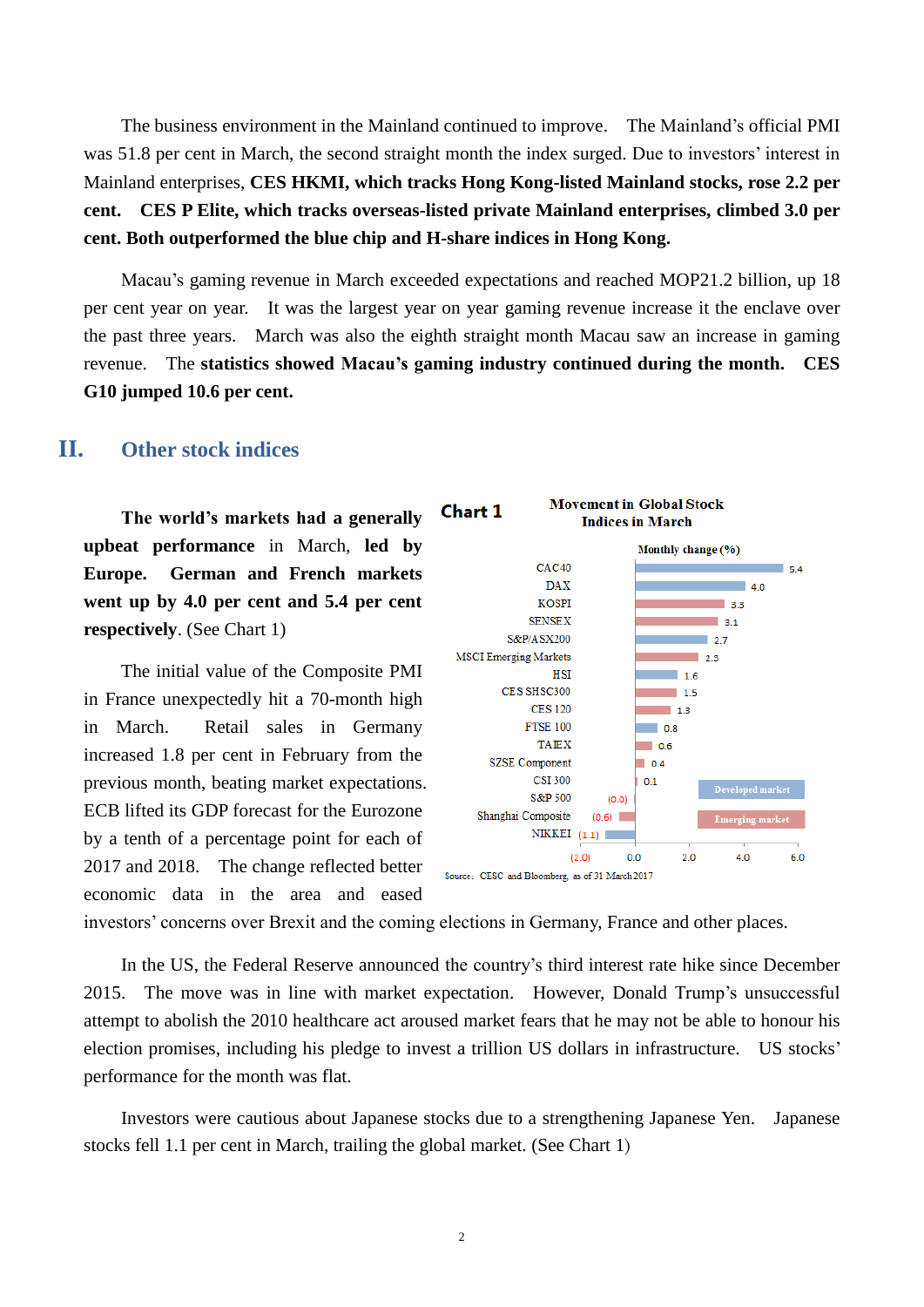The business environment in the Mainland continued to improve. The Mainland's official PMI was 51.8 per cent in March, the second straight month the index surged. Due to investors' interest in Mainland enterprises, **CES HKMI, which tracks Hong Kong-listed Mainland stocks, rose 2.2 per cent. CES P Elite, which tracks overseas-listed private Mainland enterprises, climbed 3.0 per cent. Both outperformed the blue chip and H-share indices in Hong Kong.**

Macau's gaming revenue in March exceeded expectations and reached MOP21.2 billion, up 18 per cent year on year. It was the largest year on year gaming revenue increase it the enclave over the past three years. March was also the eighth straight month Macau saw an increase in gaming revenue. The **statistics showed Macau's gaming industry continued during the month. CES G10 jumped 10.6 per cent.**

## II. Other stock indices

**The world's markets had a generally upbeat performance** in March, **led by Europe. German and French markets went up by 4.0 per cent and 5.4 per cent respectively**. (See Chart 1)

**Chart 1** Movement in Global Stock Indices in March

Monthly change (%)

| Index | Monthly change (%) | Market |
|---|---|---|
| CAC40 | 5.4 | Developed market |
| DAX | 4.0 | Developed market |
| KOSPI | 3.3 | Emerging market |
| SENSEX | 3.1 | Emerging market |
| S&P/ASX200 | 2.7 | Developed market |
| MSCI Emerging Markets | 2.5 | Emerging market |
| HSI | 1.6 | Developed market |
| CES SHSC300 | 1.5 | Emerging market |
| CES 120 | 1.3 | Emerging market |
| FTSE 100 | 0.8 | Developed market |
| TAIEX | 0.6 | Emerging market |
| SZSE Component | 0.4 | Emerging market |
| CSI 300 | 0.1 | Emerging market |
| S&P 500 | (0.0) | Developed market |
| Shanghai Composite | (0.6) | Emerging market |
| NIKKEI | (1.1) | Developed market |

Source: CESC and Bloomberg, as of 31 March 2017

The initial value of the Composite PMI in France unexpectedly hit a 70-month high in March. Retail sales in Germany increased 1.8 per cent in February from the previous month, beating market expectations. ECB lifted its GDP forecast for the Eurozone by a tenth of a percentage point for each of 2017 and 2018. The change reflected better economic data in the area and eased investors' concerns over Brexit and the coming elections in Germany, France and other places.

In the US, the Federal Reserve announced the country's third interest rate hike since December 2015. The move was in line with market expectation. However, Donald Trump's unsuccessful attempt to abolish the 2010 healthcare act aroused market fears that he may not be able to honour his election promises, including his pledge to invest a trillion US dollars in infrastructure. US stocks' performance for the month was flat.

Investors were cautious about Japanese stocks due to a strengthening Japanese Yen. Japanese stocks fell 1.1 per cent in March, trailing the global market. (See Chart 1)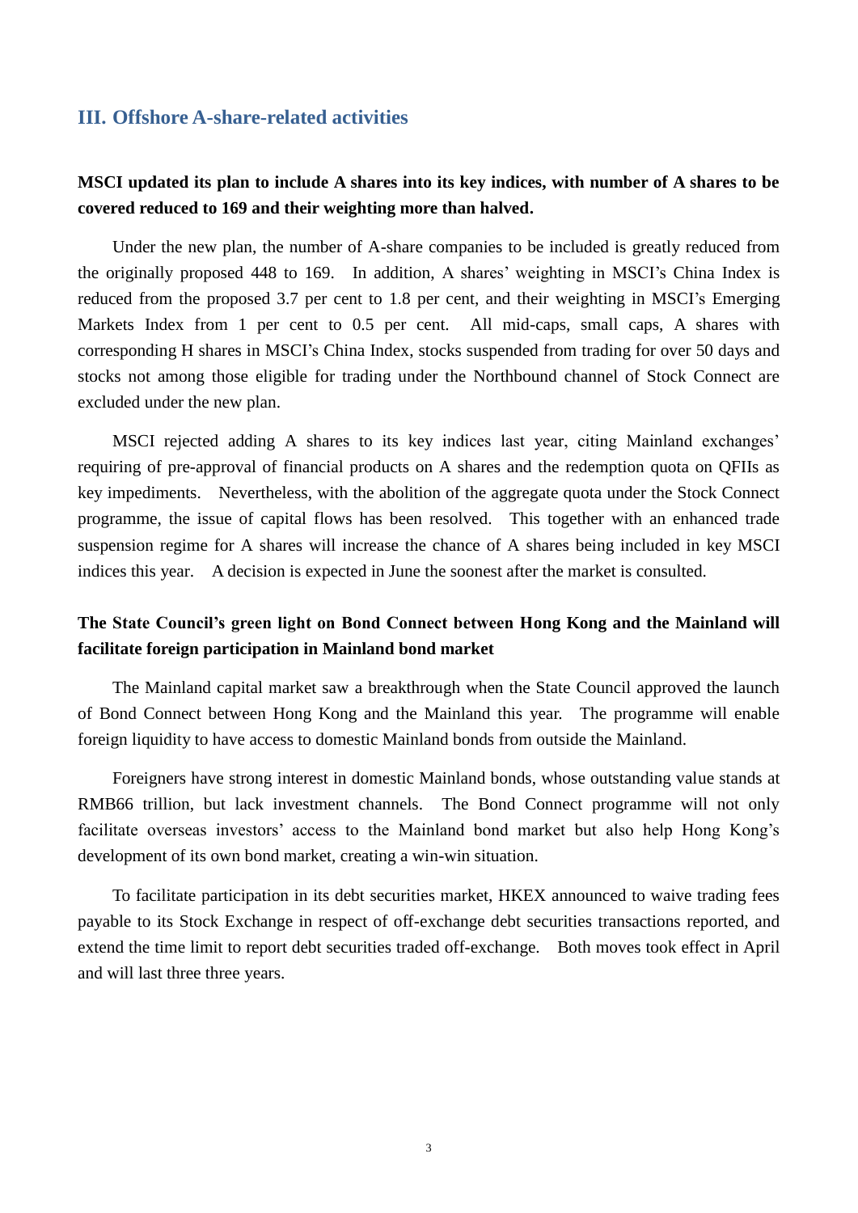## III. Offshore A-share-related activities

**MSCI updated its plan to include A shares into its key indices, with number of A shares to be covered reduced to 169 and their weighting more than halved.**

Under the new plan, the number of A-share companies to be included is greatly reduced from the originally proposed 448 to 169. In addition, A shares' weighting in MSCI's China Index is reduced from the proposed 3.7 per cent to 1.8 per cent, and their weighting in MSCI's Emerging Markets Index from 1 per cent to 0.5 per cent. All mid-caps, small caps, A shares with corresponding H shares in MSCI's China Index, stocks suspended from trading for over 50 days and stocks not among those eligible for trading under the Northbound channel of Stock Connect are excluded under the new plan.

MSCI rejected adding A shares to its key indices last year, citing Mainland exchanges' requiring of pre-approval of financial products on A shares and the redemption quota on QFIIs as key impediments. Nevertheless, with the abolition of the aggregate quota under the Stock Connect programme, the issue of capital flows has been resolved. This together with an enhanced trade suspension regime for A shares will increase the chance of A shares being included in key MSCI indices this year. A decision is expected in June the soonest after the market is consulted.

**The State Council's green light on Bond Connect between Hong Kong and the Mainland will facilitate foreign participation in Mainland bond market**

The Mainland capital market saw a breakthrough when the State Council approved the launch of Bond Connect between Hong Kong and the Mainland this year. The programme will enable foreign liquidity to have access to domestic Mainland bonds from outside the Mainland.

Foreigners have strong interest in domestic Mainland bonds, whose outstanding value stands at RMB66 trillion, but lack investment channels. The Bond Connect programme will not only facilitate overseas investors' access to the Mainland bond market but also help Hong Kong's development of its own bond market, creating a win-win situation.

To facilitate participation in its debt securities market, HKEX announced to waive trading fees payable to its Stock Exchange in respect of off-exchange debt securities transactions reported, and extend the time limit to report debt securities traded off-exchange. Both moves took effect in April and will last three three years.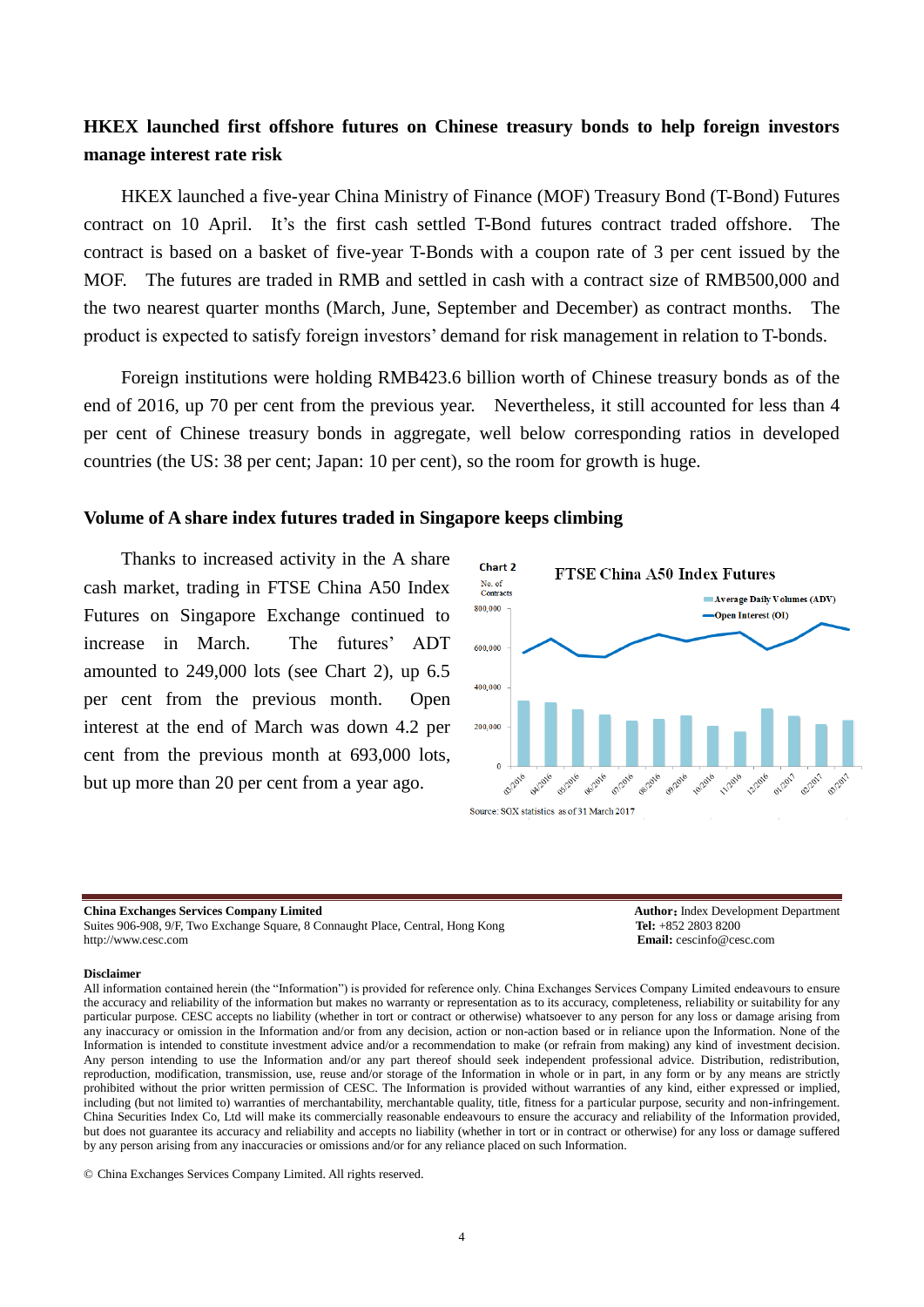**HKEX launched first offshore futures on Chinese treasury bonds to help foreign investors manage interest rate risk**

HKEX launched a five-year China Ministry of Finance (MOF) Treasury Bond (T-Bond) Futures contract on 10 April. It's the first cash settled T-Bond futures contract traded offshore. The contract is based on a basket of five-year T-Bonds with a coupon rate of 3 per cent issued by the MOF. The futures are traded in RMB and settled in cash with a contract size of RMB500,000 and the two nearest quarter months (March, June, September and December) as contract months. The product is expected to satisfy foreign investors' demand for risk management in relation to T-bonds.

Foreign institutions were holding RMB423.6 billion worth of Chinese treasury bonds as of the end of 2016, up 70 per cent from the previous year. Nevertheless, it still accounted for less than 4 per cent of Chinese treasury bonds in aggregate, well below corresponding ratios in developed countries (the US: 38 per cent; Japan: 10 per cent), so the room for growth is huge.

**Volume of A share index futures traded in Singapore keeps climbing**

Thanks to increased activity in the A share cash market, trading in FTSE China A50 Index Futures on Singapore Exchange continued to increase in March. The futures' ADT amounted to 249,000 lots (see Chart 2), up 6.5 per cent from the previous month. Open interest at the end of March was down 4.2 per cent from the previous month at 693,000 lots, but up more than 20 per cent from a year ago.

Chart 2

FTSE China A50 Index Futures

No. of Contracts

800,000
600,000
400,000
200,000
0

Average Daily Volumes (ADV)
Open Interest (OI)

03/2016 04/2016 05/2016 06/2016 07/2016 08/2016 09/2016 10/2016 11/2016 12/2016 01/2017 02/2017 03/2017

Source: SGX statistics as of 31 March 2017

---

**China Exchanges Services Company Limited**
Suites 906-908, 9/F, Two Exchange Square, 8 Connaught Place, Central, Hong Kong
http://www.cesc.com

**Author:** Index Development Department
**Tel:** +852 2803 8200
**Email:** cescinfo@cesc.com

**Disclaimer**

All information contained herein (the "Information") is provided for reference only. China Exchanges Services Company Limited endeavours to ensure the accuracy and reliability of the information but makes no warranty or representation as to its accuracy, completeness, reliability or suitability for any particular purpose. CESC accepts no liability (whether in tort or contract or otherwise) whatsoever to any person for any loss or damage arising from any inaccuracy or omission in the Information and/or from any decision, action or non-action based or in reliance upon the Information. None of the Information is intended to constitute investment advice and/or a recommendation to make (or refrain from making) any kind of investment decision. Any person intending to use the Information and/or any part thereof should seek independent professional advice. Distribution, redistribution, reproduction, modification, transmission, use, reuse and/or storage of the Information in whole or in part, in any form or by any means are strictly prohibited without the prior written permission of CESC. The Information is provided without warranties of any kind, either expressed or implied, including (but not limited to) warranties of merchantability, merchantable quality, title, fitness for a particular purpose, security and non-infringement. China Securities Index Co, Ltd will make its commercially reasonable endeavours to ensure the accuracy and reliability of the Information provided, but does not guarantee its accuracy and reliability and accepts no liability (whether in tort or in contract or otherwise) for any loss or damage suffered by any person arising from any inaccuracies or omissions and/or for any reliance placed on such Information.

© China Exchanges Services Company Limited. All rights reserved.